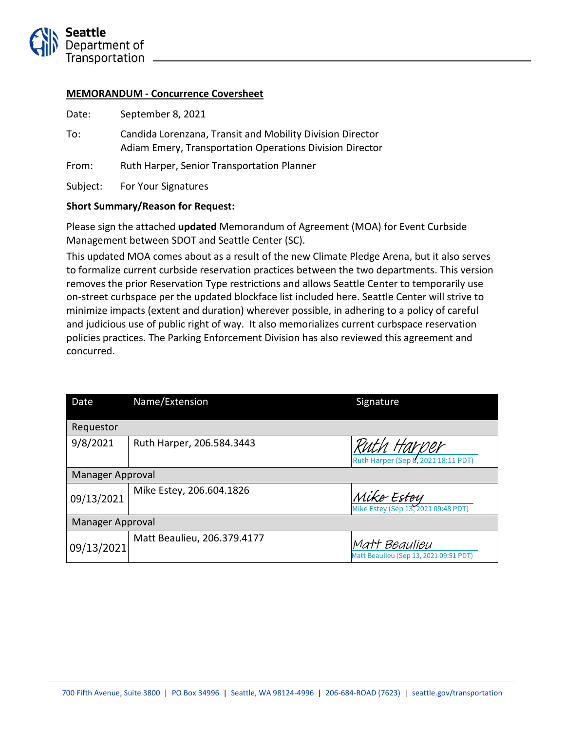Seattle Department of Transportation

**MEMORANDUM - Concurrence Coversheet**

Date: September 8, 2021

To: Candida Lorenzana, Transit and Mobility Division Director
Adiam Emery, Transportation Operations Division Director

From: Ruth Harper, Senior Transportation Planner

Subject: For Your Signatures

**Short Summary/Reason for Request:**

Please sign the attached **updated** Memorandum of Agreement (MOA) for Event Curbside Management between SDOT and Seattle Center (SC).

This updated MOA comes about as a result of the new Climate Pledge Arena, but it also serves to formalize current curbside reservation practices between the two departments. This version removes the prior Reservation Type restrictions and allows Seattle Center to temporarily use on-street curbspace per the updated blockface list included here. Seattle Center will strive to minimize impacts (extent and duration) wherever possible, in adhering to a policy of careful and judicious use of public right of way. It also memorializes current curbspace reservation policies practices. The Parking Enforcement Division has also reviewed this agreement and concurred.

| Date | Name/Extension | Signature |
|---|---|---|
| Requestor | | |
| 9/8/2021 | Ruth Harper, 206.584.3443 | Ruth Harper<br>Ruth Harper (Sep 8, 2021 18:11 PDT) |
| Manager Approval | | |
| 09/13/2021 | Mike Estey, 206.604.1826 | Mike Estey<br>Mike Estey (Sep 13, 2021 09:48 PDT) |
| Manager Approval | | |
| 09/13/2021 | Matt Beaulieu, 206.379.4177 | Matt Beaulieu<br>Matt Beaulieu (Sep 13, 2021 09:51 PDT) |

700 Fifth Avenue, Suite 3800 | PO Box 34996 | Seattle, WA 98124-4996 | 206-684-ROAD (7623) | seattle.gov/transportation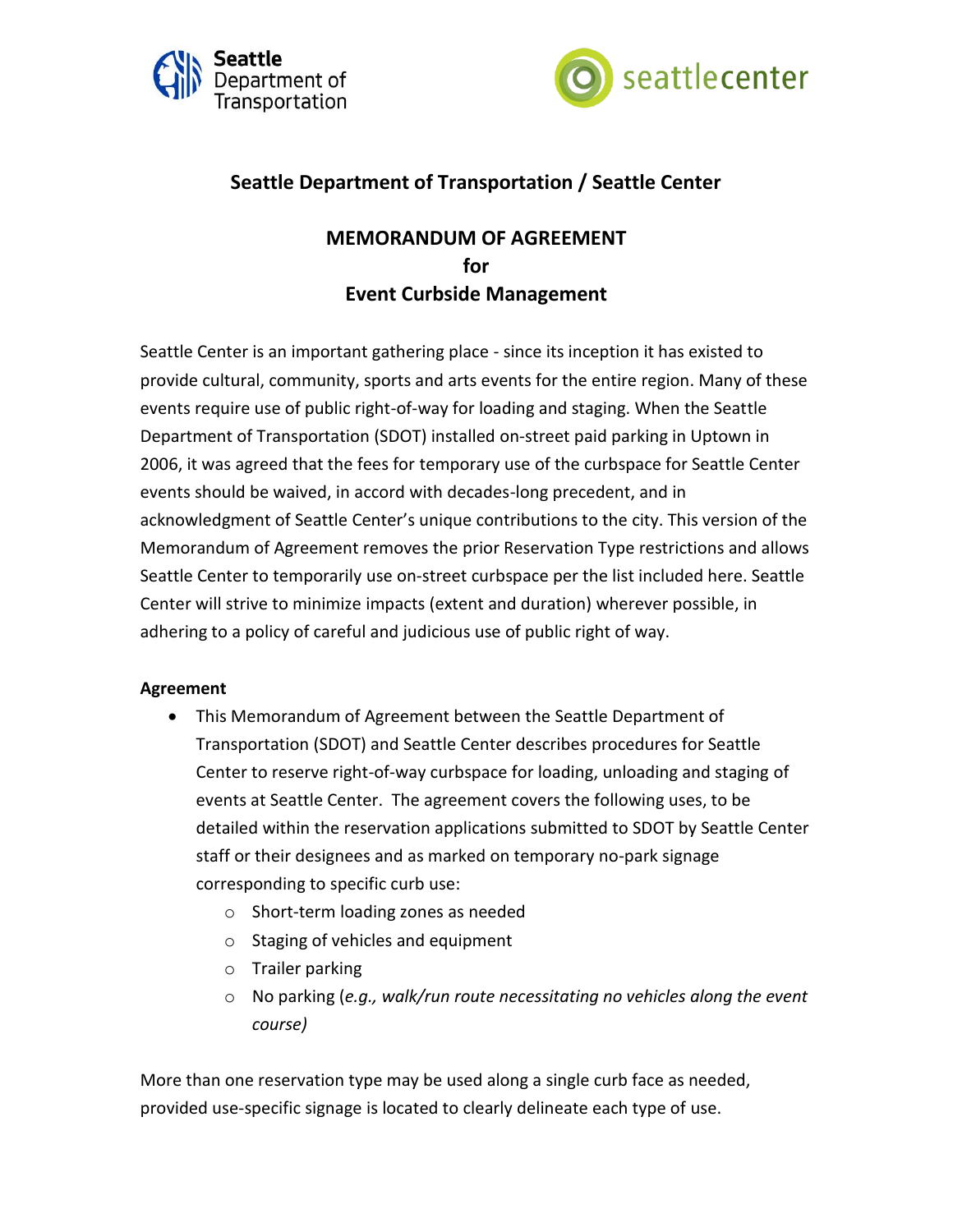Seattle Department of Transportation

seattlecenter

## Seattle Department of Transportation / Seattle Center

# MEMORANDUM OF AGREEMENT for Event Curbside Management

Seattle Center is an important gathering place - since its inception it has existed to provide cultural, community, sports and arts events for the entire region. Many of these events require use of public right-of-way for loading and staging. When the Seattle Department of Transportation (SDOT) installed on-street paid parking in Uptown in 2006, it was agreed that the fees for temporary use of the curbspace for Seattle Center events should be waived, in accord with decades-long precedent, and in acknowledgment of Seattle Center's unique contributions to the city. This version of the Memorandum of Agreement removes the prior Reservation Type restrictions and allows Seattle Center to temporarily use on-street curbspace per the list included here. Seattle Center will strive to minimize impacts (extent and duration) wherever possible, in adhering to a policy of careful and judicious use of public right of way.

**Agreement**

- This Memorandum of Agreement between the Seattle Department of Transportation (SDOT) and Seattle Center describes procedures for Seattle Center to reserve right-of-way curbspace for loading, unloading and staging of events at Seattle Center. The agreement covers the following uses, to be detailed within the reservation applications submitted to SDOT by Seattle Center staff or their designees and as marked on temporary no-park signage corresponding to specific curb use:
    - Short-term loading zones as needed
    - Staging of vehicles and equipment
    - Trailer parking
    - No parking (*e.g., walk/run route necessitating no vehicles along the event course)*

More than one reservation type may be used along a single curb face as needed, provided use-specific signage is located to clearly delineate each type of use.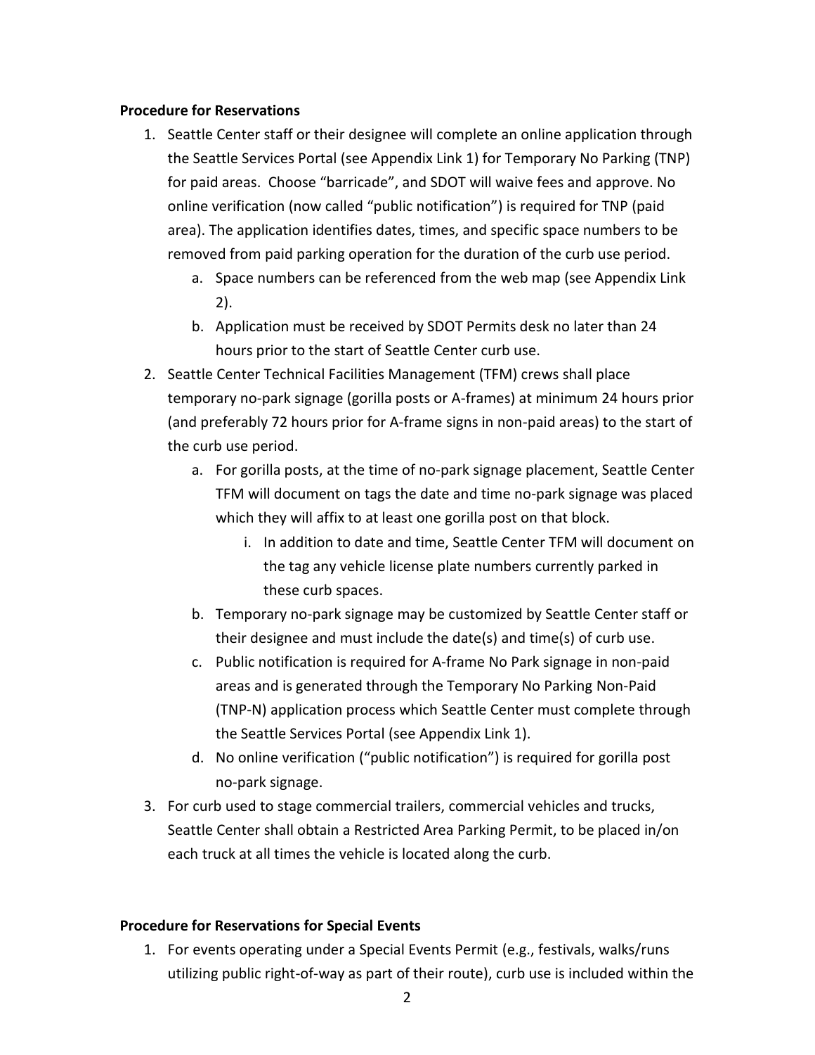**Procedure for Reservations**

1. Seattle Center staff or their designee will complete an online application through the Seattle Services Portal (see Appendix Link 1) for Temporary No Parking (TNP) for paid areas. Choose "barricade", and SDOT will waive fees and approve. No online verification (now called "public notification") is required for TNP (paid area). The application identifies dates, times, and specific space numbers to be removed from paid parking operation for the duration of the curb use period.
    a. Space numbers can be referenced from the web map (see Appendix Link 2).
    b. Application must be received by SDOT Permits desk no later than 24 hours prior to the start of Seattle Center curb use.
2. Seattle Center Technical Facilities Management (TFM) crews shall place temporary no-park signage (gorilla posts or A-frames) at minimum 24 hours prior (and preferably 72 hours prior for A-frame signs in non-paid areas) to the start of the curb use period.
    a. For gorilla posts, at the time of no-park signage placement, Seattle Center TFM will document on tags the date and time no-park signage was placed which they will affix to at least one gorilla post on that block.
        i. In addition to date and time, Seattle Center TFM will document on the tag any vehicle license plate numbers currently parked in these curb spaces.
    b. Temporary no-park signage may be customized by Seattle Center staff or their designee and must include the date(s) and time(s) of curb use.
    c. Public notification is required for A-frame No Park signage in non-paid areas and is generated through the Temporary No Parking Non-Paid (TNP-N) application process which Seattle Center must complete through the Seattle Services Portal (see Appendix Link 1).
    d. No online verification ("public notification") is required for gorilla post no-park signage.
3. For curb used to stage commercial trailers, commercial vehicles and trucks, Seattle Center shall obtain a Restricted Area Parking Permit, to be placed in/on each truck at all times the vehicle is located along the curb.

**Procedure for Reservations for Special Events**

1. For events operating under a Special Events Permit (e.g., festivals, walks/runs utilizing public right-of-way as part of their route), curb use is included within the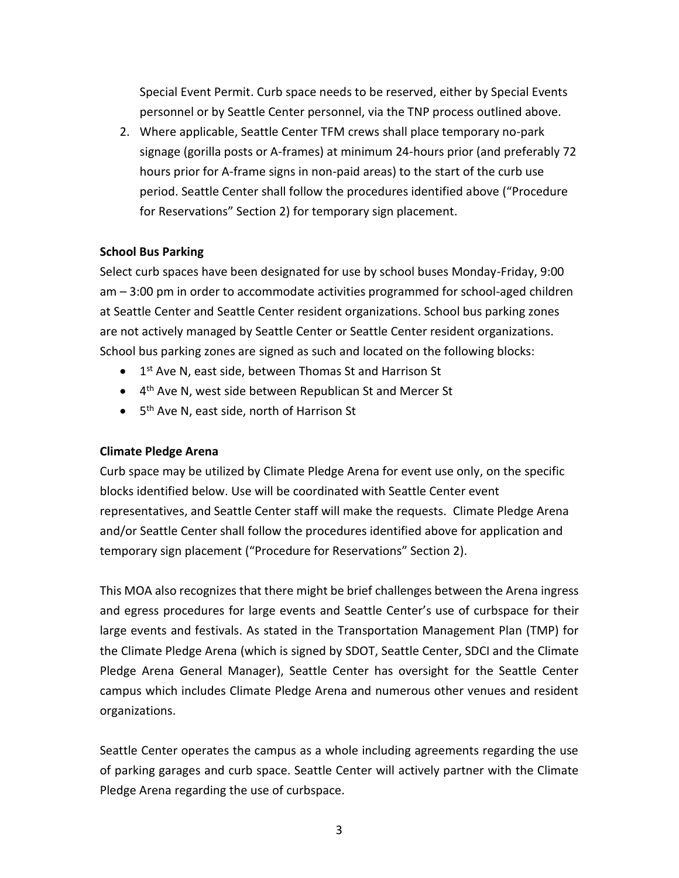Special Event Permit. Curb space needs to be reserved, either by Special Events personnel or by Seattle Center personnel, via the TNP process outlined above.

2. Where applicable, Seattle Center TFM crews shall place temporary no-park signage (gorilla posts or A-frames) at minimum 24-hours prior (and preferably 72 hours prior for A-frame signs in non-paid areas) to the start of the curb use period. Seattle Center shall follow the procedures identified above ("Procedure for Reservations" Section 2) for temporary sign placement.

**School Bus Parking**

Select curb spaces have been designated for use by school buses Monday-Friday, 9:00 am – 3:00 pm in order to accommodate activities programmed for school-aged children at Seattle Center and Seattle Center resident organizations. School bus parking zones are not actively managed by Seattle Center or Seattle Center resident organizations. School bus parking zones are signed as such and located on the following blocks:

- 1st Ave N, east side, between Thomas St and Harrison St
- 4th Ave N, west side between Republican St and Mercer St
- 5th Ave N, east side, north of Harrison St

**Climate Pledge Arena**

Curb space may be utilized by Climate Pledge Arena for event use only, on the specific blocks identified below. Use will be coordinated with Seattle Center event representatives, and Seattle Center staff will make the requests. Climate Pledge Arena and/or Seattle Center shall follow the procedures identified above for application and temporary sign placement ("Procedure for Reservations" Section 2).

This MOA also recognizes that there might be brief challenges between the Arena ingress and egress procedures for large events and Seattle Center's use of curbspace for their large events and festivals. As stated in the Transportation Management Plan (TMP) for the Climate Pledge Arena (which is signed by SDOT, Seattle Center, SDCI and the Climate Pledge Arena General Manager), Seattle Center has oversight for the Seattle Center campus which includes Climate Pledge Arena and numerous other venues and resident organizations.

Seattle Center operates the campus as a whole including agreements regarding the use of parking garages and curb space. Seattle Center will actively partner with the Climate Pledge Arena regarding the use of curbspace.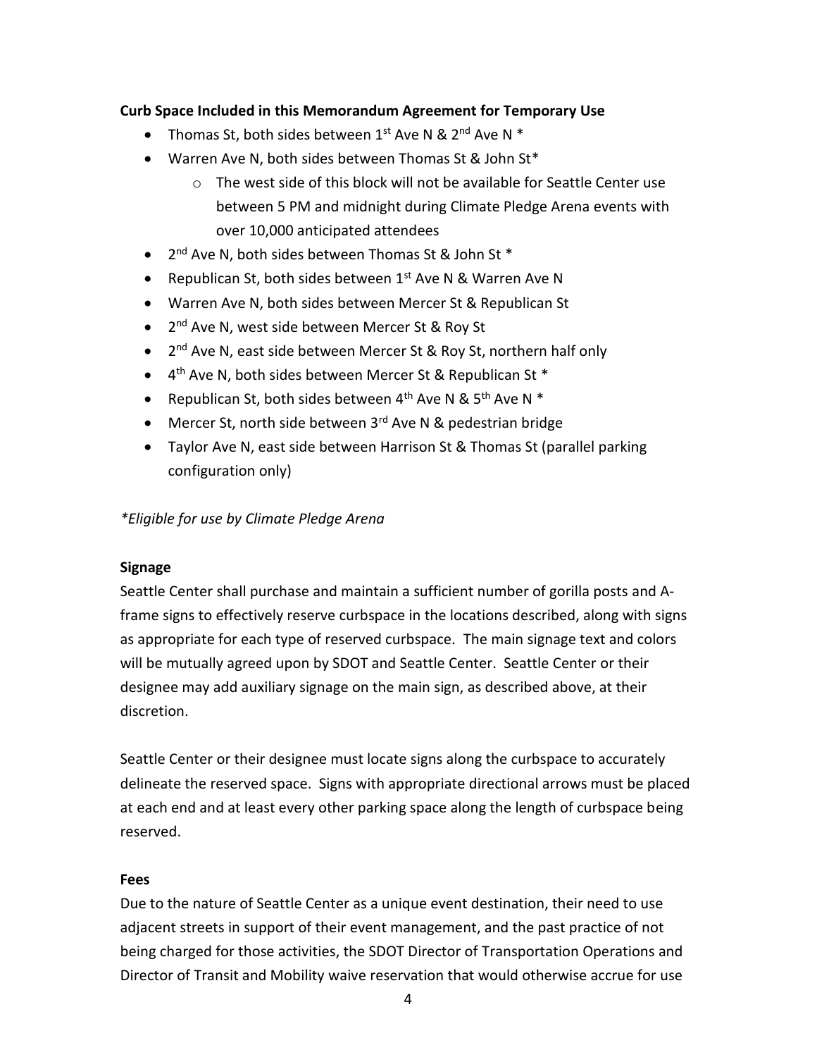**Curb Space Included in this Memorandum Agreement for Temporary Use**

- Thomas St, both sides between 1st Ave N & 2nd Ave N *
- Warren Ave N, both sides between Thomas St & John St*
  - The west side of this block will not be available for Seattle Center use between 5 PM and midnight during Climate Pledge Arena events with over 10,000 anticipated attendees
- 2nd Ave N, both sides between Thomas St & John St *
- Republican St, both sides between 1st Ave N & Warren Ave N
- Warren Ave N, both sides between Mercer St & Republican St
- 2nd Ave N, west side between Mercer St & Roy St
- 2nd Ave N, east side between Mercer St & Roy St, northern half only
- 4th Ave N, both sides between Mercer St & Republican St *
- Republican St, both sides between 4th Ave N & 5th Ave N *
- Mercer St, north side between 3rd Ave N & pedestrian bridge
- Taylor Ave N, east side between Harrison St & Thomas St (parallel parking configuration only)

**Eligible for use by Climate Pledge Arena*

**Signage**

Seattle Center shall purchase and maintain a sufficient number of gorilla posts and A-frame signs to effectively reserve curbspace in the locations described, along with signs as appropriate for each type of reserved curbspace. The main signage text and colors will be mutually agreed upon by SDOT and Seattle Center. Seattle Center or their designee may add auxiliary signage on the main sign, as described above, at their discretion.

Seattle Center or their designee must locate signs along the curbspace to accurately delineate the reserved space. Signs with appropriate directional arrows must be placed at each end and at least every other parking space along the length of curbspace being reserved.

**Fees**

Due to the nature of Seattle Center as a unique event destination, their need to use adjacent streets in support of their event management, and the past practice of not being charged for those activities, the SDOT Director of Transportation Operations and Director of Transit and Mobility waive reservation that would otherwise accrue for use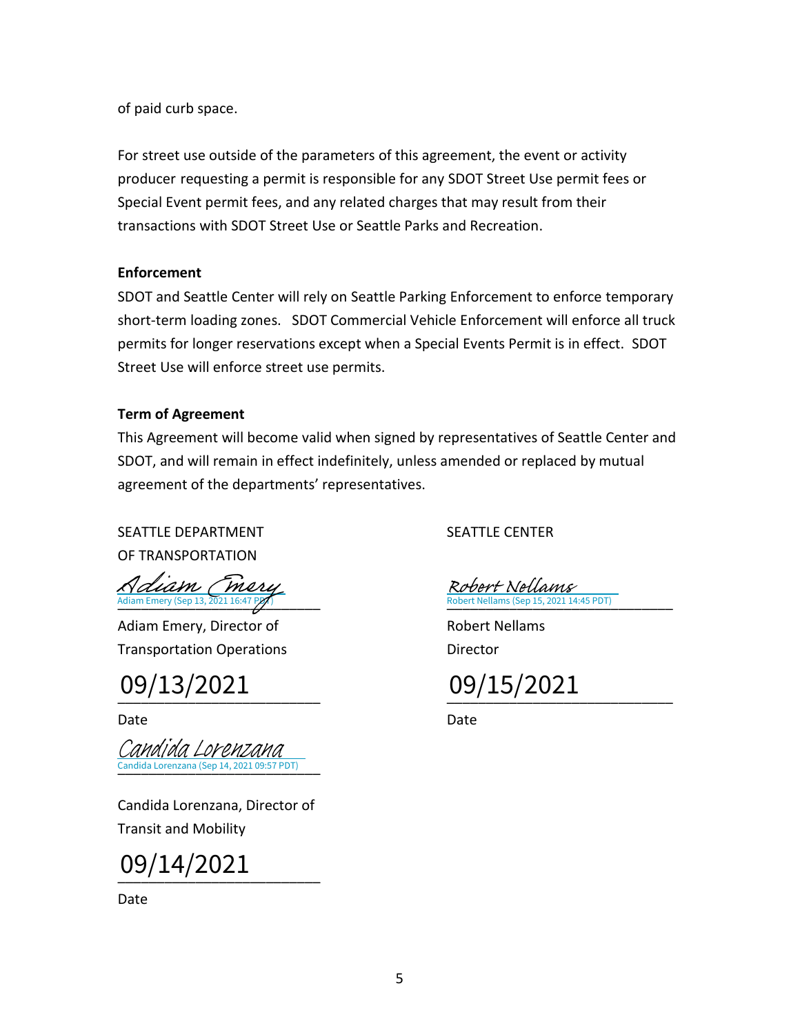of paid curb space.

For street use outside of the parameters of this agreement, the event or activity producer requesting a permit is responsible for any SDOT Street Use permit fees or Special Event permit fees, and any related charges that may result from their transactions with SDOT Street Use or Seattle Parks and Recreation.

**Enforcement**

SDOT and Seattle Center will rely on Seattle Parking Enforcement to enforce temporary short-term loading zones. SDOT Commercial Vehicle Enforcement will enforce all truck permits for longer reservations except when a Special Events Permit is in effect. SDOT Street Use will enforce street use permits.

**Term of Agreement**

This Agreement will become valid when signed by representatives of Seattle Center and SDOT, and will remain in effect indefinitely, unless amended or replaced by mutual agreement of the departments' representatives.

SEATTLE DEPARTMENT OF TRANSPORTATION

Adiam Emery
Adiam Emery (Sep 13, 2021 16:47 PDT)

Adiam Emery, Director of Transportation Operations

09/13/2021

Date

Candida Lorenzana
Candida Lorenzana (Sep 14, 2021 09:57 PDT)

Candida Lorenzana, Director of Transit and Mobility

09/14/2021

Date

SEATTLE CENTER

Robert Nellams
Robert Nellams (Sep 15, 2021 14:45 PDT)

Robert Nellams
Director

09/15/2021

Date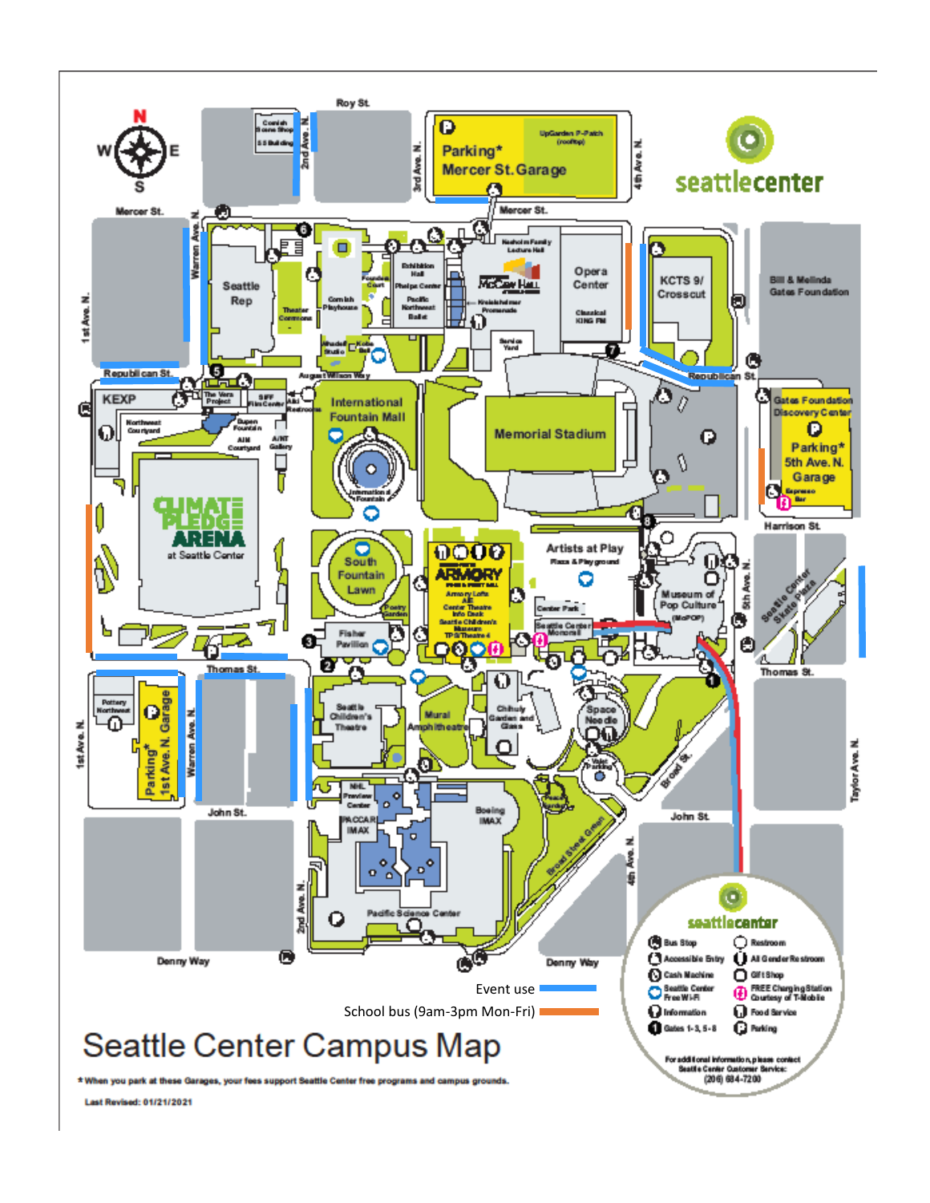# Seattle Center Campus Map

Event use

School bus (9am-3pm Mon-Fri)

Bus Stop
Accessible Entry
Cash Machine
Seattle Center Free Wi-Fi
Information
Gates 1-3, 5-8
Restroom
All Gender Restroom
Gift Shop
FREE Charging Station Courtesy of T-Mobile
Food Service
Parking

For additional information, please contact Seattle Center Customer Service: (206) 684-7200

* When you park at these Garages, your fees support Seattle Center free programs and campus grounds.

Last Revised: 01/21/2021